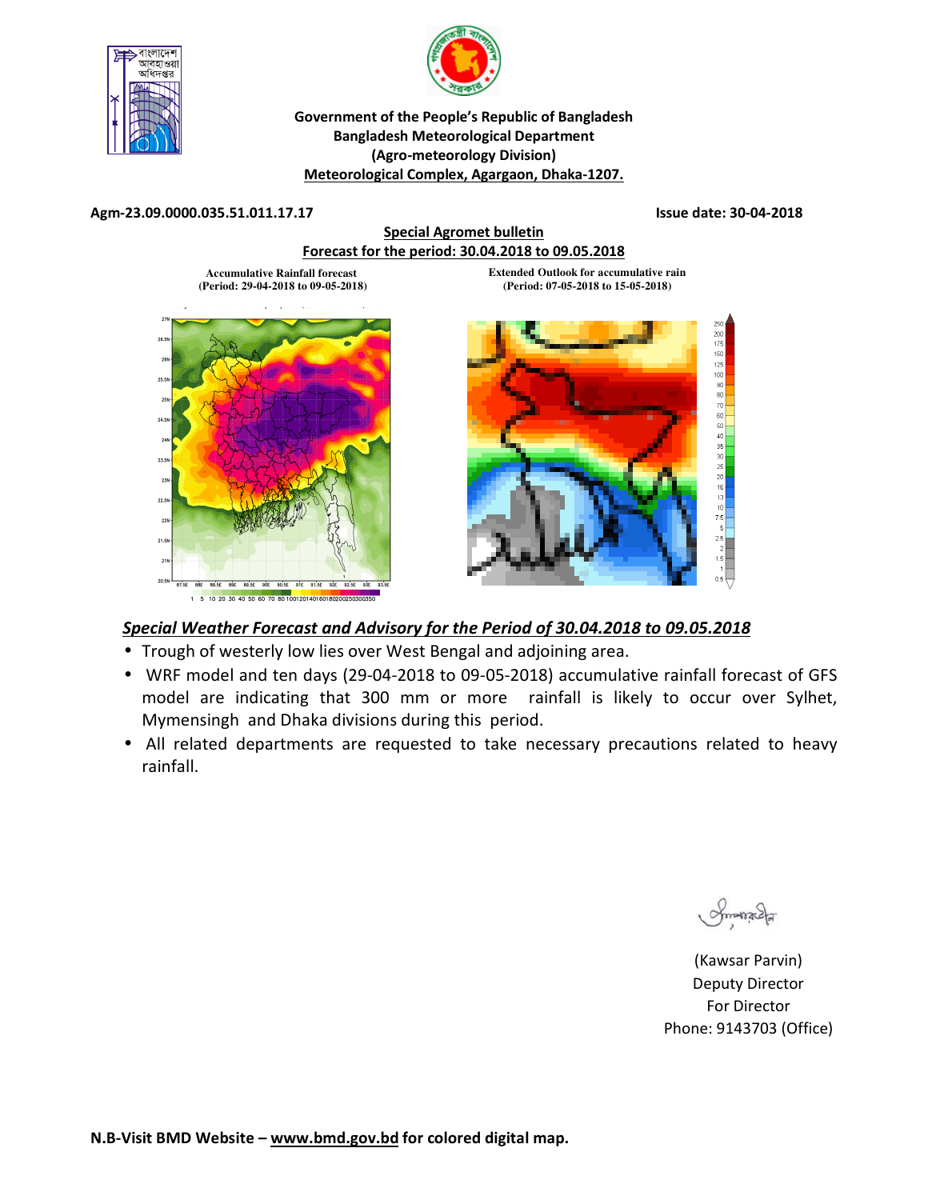Government of the People's Republic of Bangladesh
Bangladesh Meteorological Department
(Agro-meteorology Division)
Meteorological Complex, Agargaon, Dhaka-1207.

**Agm-23.09.0000.035.51.011.17.17** **Issue date: 30-04-2018**

**Special Agromet bulletin**
**Forecast for the period: 30.04.2018 to 09.05.2018**

**Accumulative Rainfall forecast**
**(Period: 29-04-2018 to 09-05-2018)**

**Extended Outlook for accumulative rain**
**(Period: 07-05-2018 to 15-05-2018)**

## *Special Weather Forecast and Advisory for the Period of 30.04.2018 to 09.05.2018*

- Trough of westerly low lies over West Bengal and adjoining area.
- WRF model and ten days (29-04-2018 to 09-05-2018) accumulative rainfall forecast of GFS model are indicating that 300 mm or more rainfall is likely to occur over Sylhet, Mymensingh and Dhaka divisions during this period.
- All related departments are requested to take necessary precautions related to heavy rainfall.

(Kawsar Parvin)
Deputy Director
For Director
Phone: 9143703 (Office)

**N.B-Visit BMD Website – www.bmd.gov.bd for colored digital map.**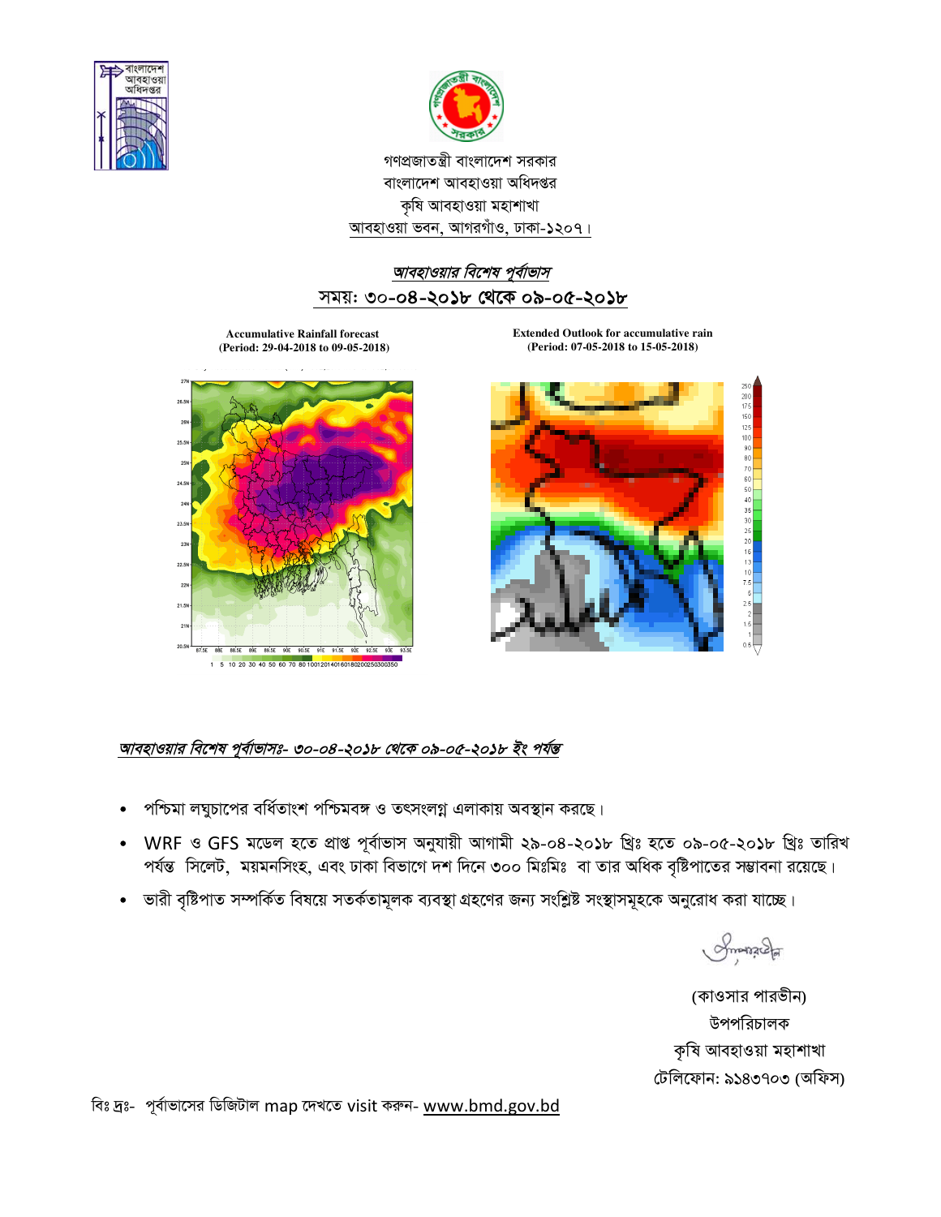গণপ্রজাতন্ত্রী বাংলাদেশ সরকার
বাংলাদেশ আবহাওয়া অধিদপ্তর
কৃষি আবহাওয়া মহাশাখা
আবহাওয়া ভবন, আগরগাঁও, ঢাকা-১২০৭।

## *আবহাওয়ার বিশেষ পূর্বাভাস*

## সময়: ৩০-০৪-২০১৮ থেকে ০৯-০৫-২০১৮

**Accumulative Rainfall forecast**
**(Period: 29-04-2018 to 09-05-2018)**

1 5 10 20 30 40 50 60 70 80 100 120 140 160 180 200 250 300 350

**Extended Outlook for accumulative rain**
**(Period: 07-05-2018 to 15-05-2018)**

250 200 175 150 125 100 90 80 70 60 50 40 35 30 25 20 16 13 10 7.5 5 2.5 2 1.5 1 0.5

***আবহাওয়ার বিশেষ পূর্বাভাসঃ- ৩০-০৪-২০১৮ থেকে ০৯-০৫-২০১৮ ইং পর্যন্ত***

- পশ্চিমা লঘুচাপের বর্ধিতাংশ পশ্চিমবঙ্গ ও তৎসংলগ্ন এলাকায় অবস্থান করছে।
- WRF ও GFS মডেল হতে প্রাপ্ত পূর্বাভাস অনুযায়ী আগামী ২৯-০৪-২০১৮ খ্রিঃ হতে ০৯-০৫-২০১৮ খ্রিঃ তারিখ পর্যন্ত সিলেট, ময়মনসিংহ, এবং ঢাকা বিভাগে দশ দিনে ৩০০ মিঃমিঃ বা তার অধিক বৃষ্টিপাতের সম্ভাবনা রয়েছে।
- ভারী বৃষ্টিপাত সম্পর্কিত বিষয়ে সতর্কতামূলক ব্যবস্থা গ্রহণের জন্য সংশ্লিষ্ট সংস্থাসমূহকে অনুরোধ করা যাচ্ছে।

(কাওসার পারভীন)
উপপরিচালক
কৃষি আবহাওয়া মহাশাখা
টেলিফোন: ৯১৪৩৭০৩ (অফিস)

বিঃ দ্রঃ- পূর্বাভাসের ডিজিটাল map দেখতে visit করুন- www.bmd.gov.bd